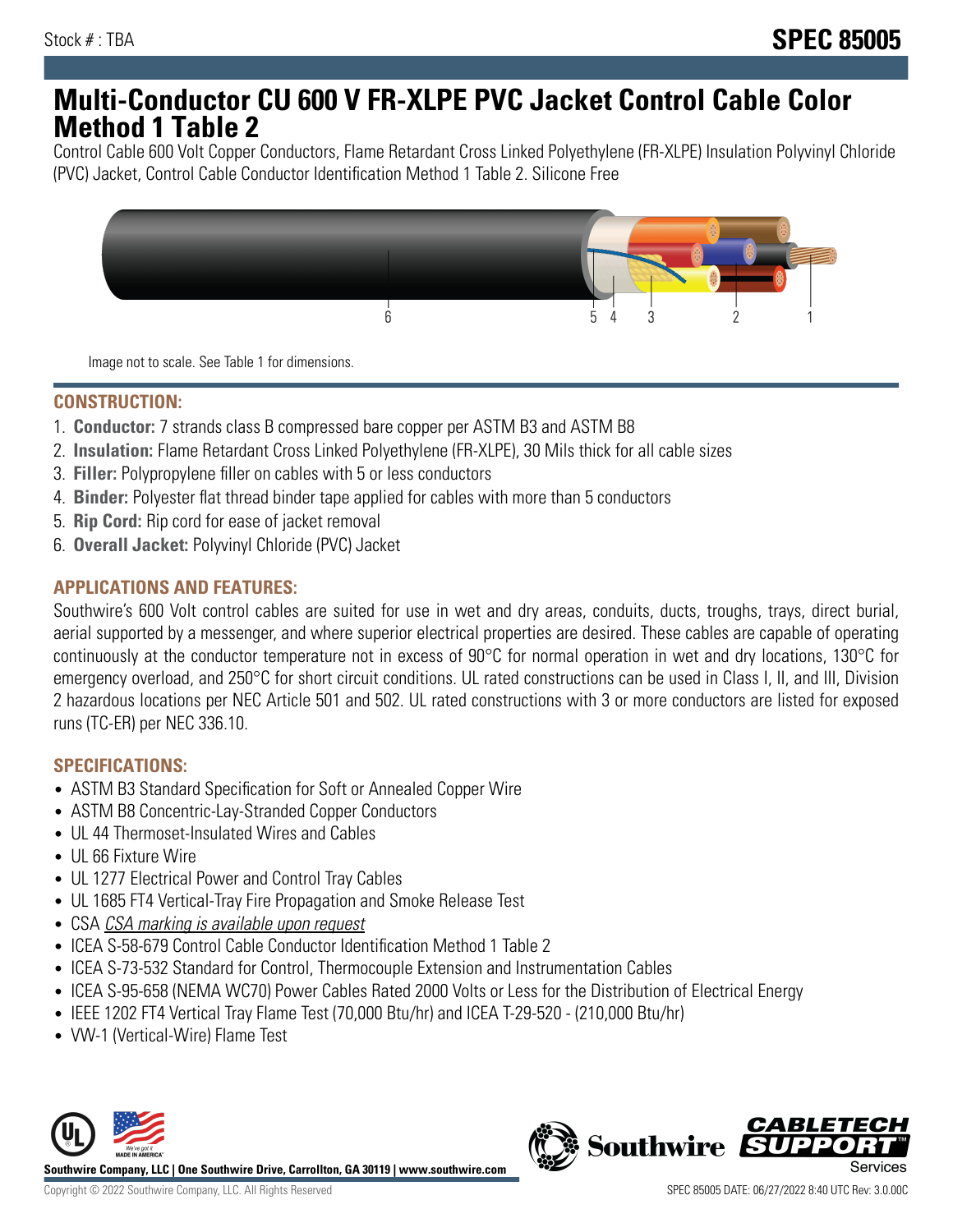Stock # : TBA

# SPEC 85005

# Multi-Conductor CU 600 V FR-XLPE PVC Jacket Control Cable Color Method 1 Table 2

Control Cable 600 Volt Copper Conductors, Flame Retardant Cross Linked Polyethylene (FR-XLPE) Insulation Polyvinyl Chloride (PVC) Jacket, Control Cable Conductor Identification Method 1 Table 2. Silicone Free

Image not to scale. See Table 1 for dimensions.

## CONSTRUCTION:

1. **Conductor:** 7 strands class B compressed bare copper per ASTM B3 and ASTM B8
2. **Insulation:** Flame Retardant Cross Linked Polyethylene (FR-XLPE), 30 Mils thick for all cable sizes
3. **Filler:** Polypropylene filler on cables with 5 or less conductors
4. **Binder:** Polyester flat thread binder tape applied for cables with more than 5 conductors
5. **Rip Cord:** Rip cord for ease of jacket removal
6. **Overall Jacket:** Polyvinyl Chloride (PVC) Jacket

## APPLICATIONS AND FEATURES:

Southwire's 600 Volt control cables are suited for use in wet and dry areas, conduits, ducts, troughs, trays, direct burial, aerial supported by a messenger, and where superior electrical properties are desired. These cables are capable of operating continuously at the conductor temperature not in excess of 90°C for normal operation in wet and dry locations, 130°C for emergency overload, and 250°C for short circuit conditions. UL rated constructions can be used in Class I, II, and III, Division 2 hazardous locations per NEC Article 501 and 502. UL rated constructions with 3 or more conductors are listed for exposed runs (TC-ER) per NEC 336.10.

## SPECIFICATIONS:

- ASTM B3 Standard Specification for Soft or Annealed Copper Wire
- ASTM B8 Concentric-Lay-Stranded Copper Conductors
- UL 44 Thermoset-Insulated Wires and Cables
- UL 66 Fixture Wire
- UL 1277 Electrical Power and Control Tray Cables
- UL 1685 FT4 Vertical-Tray Fire Propagation and Smoke Release Test
- CSA *CSA marking is available upon request*
- ICEA S-58-679 Control Cable Conductor Identification Method 1 Table 2
- ICEA S-73-532 Standard for Control, Thermocouple Extension and Instrumentation Cables
- ICEA S-95-658 (NEMA WC70) Power Cables Rated 2000 Volts or Less for the Distribution of Electrical Energy
- IEEE 1202 FT4 Vertical Tray Flame Test (70,000 Btu/hr) and ICEA T-29-520 - (210,000 Btu/hr)
- VW-1 (Vertical-Wire) Flame Test

Southwire Company, LLC | One Southwire Drive, Carrollton, GA 30119 | www.southwire.com

Copyright © 2022 Southwire Company, LLC. All Rights Reserved

SPEC 85005 DATE: 06/27/2022 8:40 UTC Rev: 3.0.00C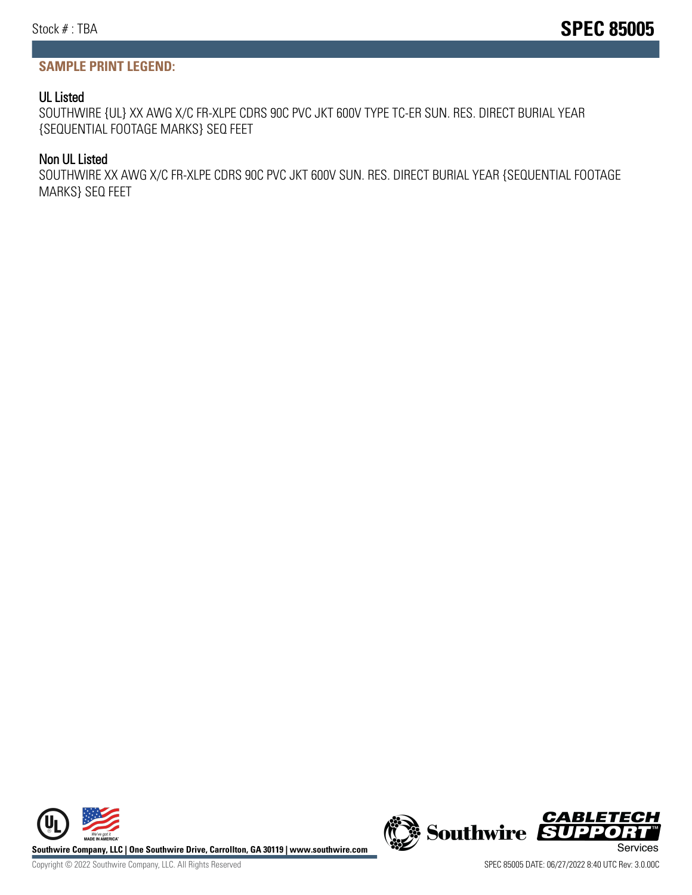**SAMPLE PRINT LEGEND:**

### UL Listed

SOUTHWIRE {UL} XX AWG X/C FR-XLPE CDRS 90C PVC JKT 600V TYPE TC-ER SUN. RES. DIRECT BURIAL YEAR {SEQUENTIAL FOOTAGE MARKS} SEQ FEET

### Non UL Listed

SOUTHWIRE XX AWG X/C FR-XLPE CDRS 90C PVC JKT 600V SUN. RES. DIRECT BURIAL YEAR {SEQUENTIAL FOOTAGE MARKS} SEQ FEET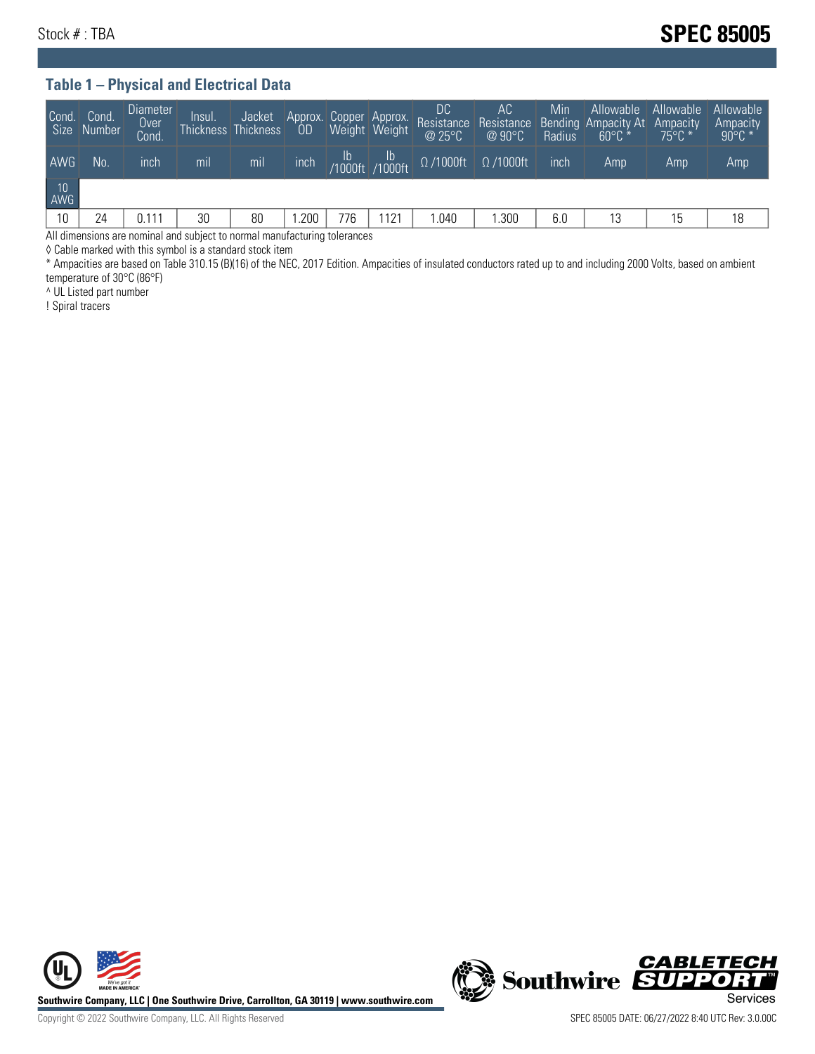## Table 1 – Physical and Electrical Data

| Cond. Size | Cond. Number | Diameter Over Cond. | Insul. Thickness | Jacket Thickness | Approx. OD | Copper Weight | Approx. Weight | DC Resistance @ 25°C | AC Resistance @ 90°C | Min Bending Radius | Allowable Ampacity At 60°C * | Allowable Ampacity 75°C * | Allowable Ampacity 90°C * |
|---|---|---|---|---|---|---|---|---|---|---|---|---|---|
| AWG | No. | inch | mil | mil | inch | lb /1000ft | lb /1000ft | Ω /1000ft | Ω /1000ft | inch | Amp | Amp | Amp |
| 10 AWG | | | | | | | | | | | | | |
| 10 | 24 | 0.111 | 30 | 80 | 1.200 | 776 | 1121 | 1.040 | 1.300 | 6.0 | 13 | 15 | 18 |

All dimensions are nominal and subject to normal manufacturing tolerances

◊ Cable marked with this symbol is a standard stock item

* Ampacities are based on Table 310.15 (B)(16) of the NEC, 2017 Edition. Ampacities of insulated conductors rated up to and including 2000 Volts, based on ambient temperature of 30°C (86°F)

^ UL Listed part number

! Spiral tracers